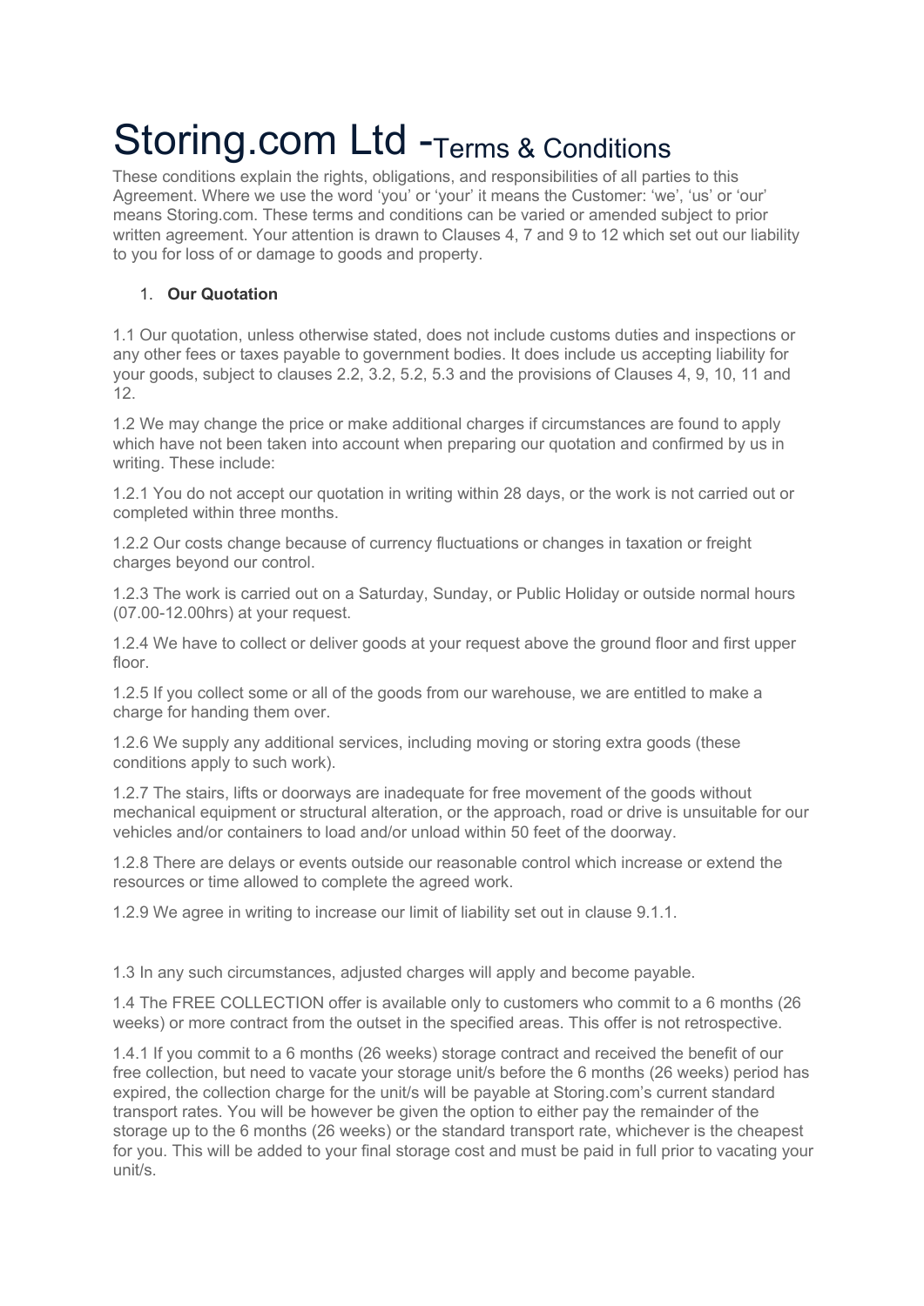# Storing.com Ltd - Terms & Conditions

These conditions explain the rights, obligations, and responsibilities of all parties to this Agreement. Where we use the word 'you' or 'your' it means the Customer: 'we', 'us' or 'our' means Storing.com. These terms and conditions can be varied or amended subject to prior written agreement. Your attention is drawn to Clauses 4, 7 and 9 to 12 which set out our liability to you for loss of or damage to goods and property.

1. **Our Quotation**

1.1 Our quotation, unless otherwise stated, does not include customs duties and inspections or any other fees or taxes payable to government bodies. It does include us accepting liability for your goods, subject to clauses 2.2, 3.2, 5.2, 5.3 and the provisions of Clauses 4, 9, 10, 11 and 12.

1.2 We may change the price or make additional charges if circumstances are found to apply which have not been taken into account when preparing our quotation and confirmed by us in writing. These include:

1.2.1 You do not accept our quotation in writing within 28 days, or the work is not carried out or completed within three months.

1.2.2 Our costs change because of currency fluctuations or changes in taxation or freight charges beyond our control.

1.2.3 The work is carried out on a Saturday, Sunday, or Public Holiday or outside normal hours (07.00-12.00hrs) at your request.

1.2.4 We have to collect or deliver goods at your request above the ground floor and first upper floor.

1.2.5 If you collect some or all of the goods from our warehouse, we are entitled to make a charge for handing them over.

1.2.6 We supply any additional services, including moving or storing extra goods (these conditions apply to such work).

1.2.7 The stairs, lifts or doorways are inadequate for free movement of the goods without mechanical equipment or structural alteration, or the approach, road or drive is unsuitable for our vehicles and/or containers to load and/or unload within 50 feet of the doorway.

1.2.8 There are delays or events outside our reasonable control which increase or extend the resources or time allowed to complete the agreed work.

1.2.9 We agree in writing to increase our limit of liability set out in clause 9.1.1.

1.3 In any such circumstances, adjusted charges will apply and become payable.

1.4 The FREE COLLECTION offer is available only to customers who commit to a 6 months (26 weeks) or more contract from the outset in the specified areas. This offer is not retrospective.

1.4.1 If you commit to a 6 months (26 weeks) storage contract and received the benefit of our free collection, but need to vacate your storage unit/s before the 6 months (26 weeks) period has expired, the collection charge for the unit/s will be payable at Storing.com's current standard transport rates. You will be however be given the option to either pay the remainder of the storage up to the 6 months (26 weeks) or the standard transport rate, whichever is the cheapest for you. This will be added to your final storage cost and must be paid in full prior to vacating your unit/s.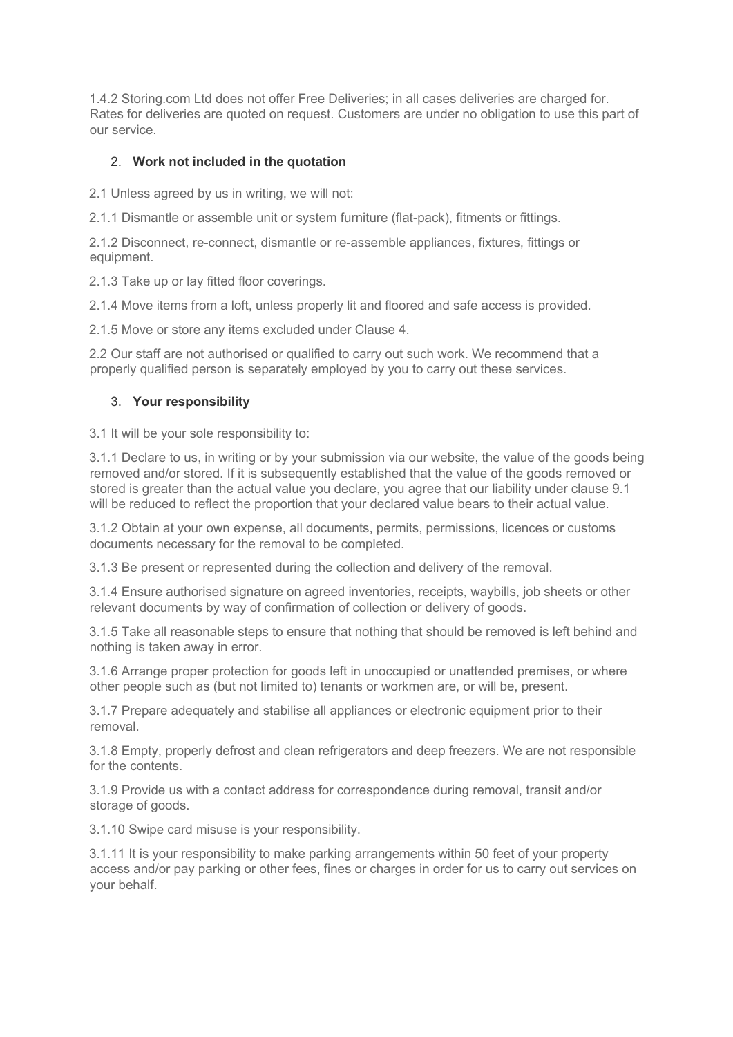1.4.2 Storing.com Ltd does not offer Free Deliveries; in all cases deliveries are charged for. Rates for deliveries are quoted on request. Customers are under no obligation to use this part of our service.

## 2. **Work not included in the quotation**

2.1 Unless agreed by us in writing, we will not:

2.1.1 Dismantle or assemble unit or system furniture (flat-pack), fitments or fittings.

2.1.2 Disconnect, re-connect, dismantle or re-assemble appliances, fixtures, fittings or equipment.

2.1.3 Take up or lay fitted floor coverings.

2.1.4 Move items from a loft, unless properly lit and floored and safe access is provided.

2.1.5 Move or store any items excluded under Clause 4.

2.2 Our staff are not authorised or qualified to carry out such work. We recommend that a properly qualified person is separately employed by you to carry out these services.

## 3. **Your responsibility**

3.1 It will be your sole responsibility to:

3.1.1 Declare to us, in writing or by your submission via our website, the value of the goods being removed and/or stored. If it is subsequently established that the value of the goods removed or stored is greater than the actual value you declare, you agree that our liability under clause 9.1 will be reduced to reflect the proportion that your declared value bears to their actual value.

3.1.2 Obtain at your own expense, all documents, permits, permissions, licences or customs documents necessary for the removal to be completed.

3.1.3 Be present or represented during the collection and delivery of the removal.

3.1.4 Ensure authorised signature on agreed inventories, receipts, waybills, job sheets or other relevant documents by way of confirmation of collection or delivery of goods.

3.1.5 Take all reasonable steps to ensure that nothing that should be removed is left behind and nothing is taken away in error.

3.1.6 Arrange proper protection for goods left in unoccupied or unattended premises, or where other people such as (but not limited to) tenants or workmen are, or will be, present.

3.1.7 Prepare adequately and stabilise all appliances or electronic equipment prior to their removal.

3.1.8 Empty, properly defrost and clean refrigerators and deep freezers. We are not responsible for the contents.

3.1.9 Provide us with a contact address for correspondence during removal, transit and/or storage of goods.

3.1.10 Swipe card misuse is your responsibility.

3.1.11 It is your responsibility to make parking arrangements within 50 feet of your property access and/or pay parking or other fees, fines or charges in order for us to carry out services on your behalf.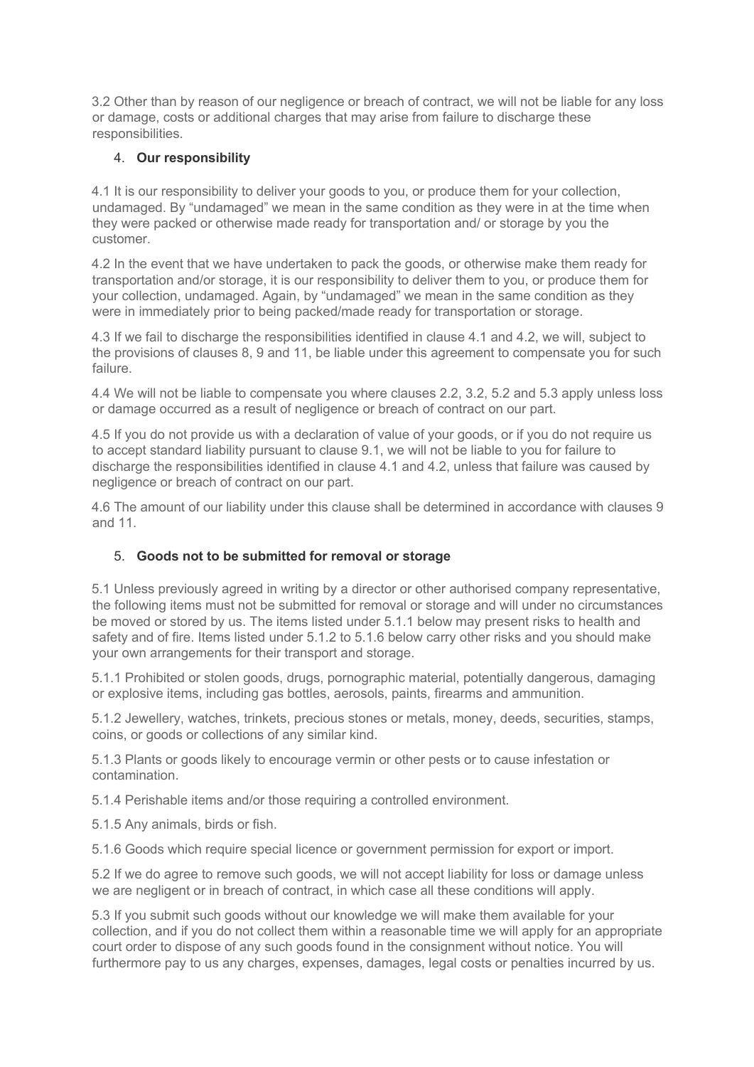3.2 Other than by reason of our negligence or breach of contract, we will not be liable for any loss or damage, costs or additional charges that may arise from failure to discharge these responsibilities.

## 4. **Our responsibility**

4.1 It is our responsibility to deliver your goods to you, or produce them for your collection, undamaged. By "undamaged" we mean in the same condition as they were in at the time when they were packed or otherwise made ready for transportation and/ or storage by you the customer.

4.2 In the event that we have undertaken to pack the goods, or otherwise make them ready for transportation and/or storage, it is our responsibility to deliver them to you, or produce them for your collection, undamaged. Again, by "undamaged" we mean in the same condition as they were in immediately prior to being packed/made ready for transportation or storage.

4.3 If we fail to discharge the responsibilities identified in clause 4.1 and 4.2, we will, subject to the provisions of clauses 8, 9 and 11, be liable under this agreement to compensate you for such failure.

4.4 We will not be liable to compensate you where clauses 2.2, 3.2, 5.2 and 5.3 apply unless loss or damage occurred as a result of negligence or breach of contract on our part.

4.5 If you do not provide us with a declaration of value of your goods, or if you do not require us to accept standard liability pursuant to clause 9.1, we will not be liable to you for failure to discharge the responsibilities identified in clause 4.1 and 4.2, unless that failure was caused by negligence or breach of contract on our part.

4.6 The amount of our liability under this clause shall be determined in accordance with clauses 9 and 11.

## 5. **Goods not to be submitted for removal or storage**

5.1 Unless previously agreed in writing by a director or other authorised company representative, the following items must not be submitted for removal or storage and will under no circumstances be moved or stored by us. The items listed under 5.1.1 below may present risks to health and safety and of fire. Items listed under 5.1.2 to 5.1.6 below carry other risks and you should make your own arrangements for their transport and storage.

5.1.1 Prohibited or stolen goods, drugs, pornographic material, potentially dangerous, damaging or explosive items, including gas bottles, aerosols, paints, firearms and ammunition.

5.1.2 Jewellery, watches, trinkets, precious stones or metals, money, deeds, securities, stamps, coins, or goods or collections of any similar kind.

5.1.3 Plants or goods likely to encourage vermin or other pests or to cause infestation or contamination.

5.1.4 Perishable items and/or those requiring a controlled environment.

5.1.5 Any animals, birds or fish.

5.1.6 Goods which require special licence or government permission for export or import.

5.2 If we do agree to remove such goods, we will not accept liability for loss or damage unless we are negligent or in breach of contract, in which case all these conditions will apply.

5.3 If you submit such goods without our knowledge we will make them available for your collection, and if you do not collect them within a reasonable time we will apply for an appropriate court order to dispose of any such goods found in the consignment without notice. You will furthermore pay to us any charges, expenses, damages, legal costs or penalties incurred by us.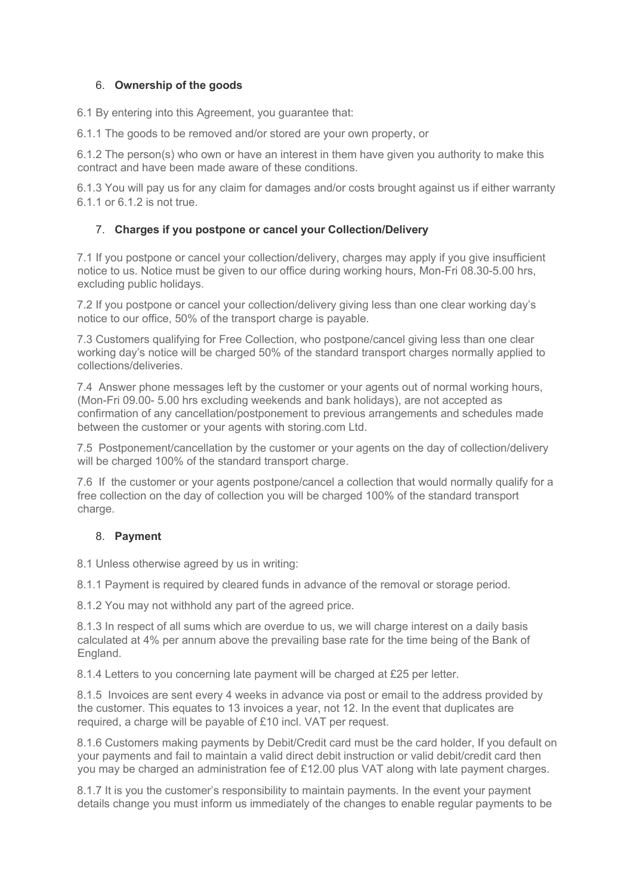## 6. **Ownership of the goods**

6.1 By entering into this Agreement, you guarantee that:

6.1.1 The goods to be removed and/or stored are your own property, or

6.1.2 The person(s) who own or have an interest in them have given you authority to make this contract and have been made aware of these conditions.

6.1.3 You will pay us for any claim for damages and/or costs brought against us if either warranty 6.1.1 or 6.1.2 is not true.

## 7. **Charges if you postpone or cancel your Collection/Delivery**

7.1 If you postpone or cancel your collection/delivery, charges may apply if you give insufficient notice to us. Notice must be given to our office during working hours, Mon-Fri 08.30-5.00 hrs, excluding public holidays.

7.2 If you postpone or cancel your collection/delivery giving less than one clear working day's notice to our office, 50% of the transport charge is payable.

7.3 Customers qualifying for Free Collection, who postpone/cancel giving less than one clear working day's notice will be charged 50% of the standard transport charges normally applied to collections/deliveries.

7.4 Answer phone messages left by the customer or your agents out of normal working hours, (Mon-Fri 09.00- 5.00 hrs excluding weekends and bank holidays), are not accepted as confirmation of any cancellation/postponement to previous arrangements and schedules made between the customer or your agents with storing.com Ltd.

7.5 Postponement/cancellation by the customer or your agents on the day of collection/delivery will be charged 100% of the standard transport charge.

7.6 If the customer or your agents postpone/cancel a collection that would normally qualify for a free collection on the day of collection you will be charged 100% of the standard transport charge.

## 8. **Payment**

8.1 Unless otherwise agreed by us in writing:

8.1.1 Payment is required by cleared funds in advance of the removal or storage period.

8.1.2 You may not withhold any part of the agreed price.

8.1.3 In respect of all sums which are overdue to us, we will charge interest on a daily basis calculated at 4% per annum above the prevailing base rate for the time being of the Bank of England.

8.1.4 Letters to you concerning late payment will be charged at £25 per letter.

8.1.5 Invoices are sent every 4 weeks in advance via post or email to the address provided by the customer. This equates to 13 invoices a year, not 12. In the event that duplicates are required, a charge will be payable of £10 incl. VAT per request.

8.1.6 Customers making payments by Debit/Credit card must be the card holder, If you default on your payments and fail to maintain a valid direct debit instruction or valid debit/credit card then you may be charged an administration fee of £12.00 plus VAT along with late payment charges.

8.1.7 It is you the customer's responsibility to maintain payments. In the event your payment details change you must inform us immediately of the changes to enable regular payments to be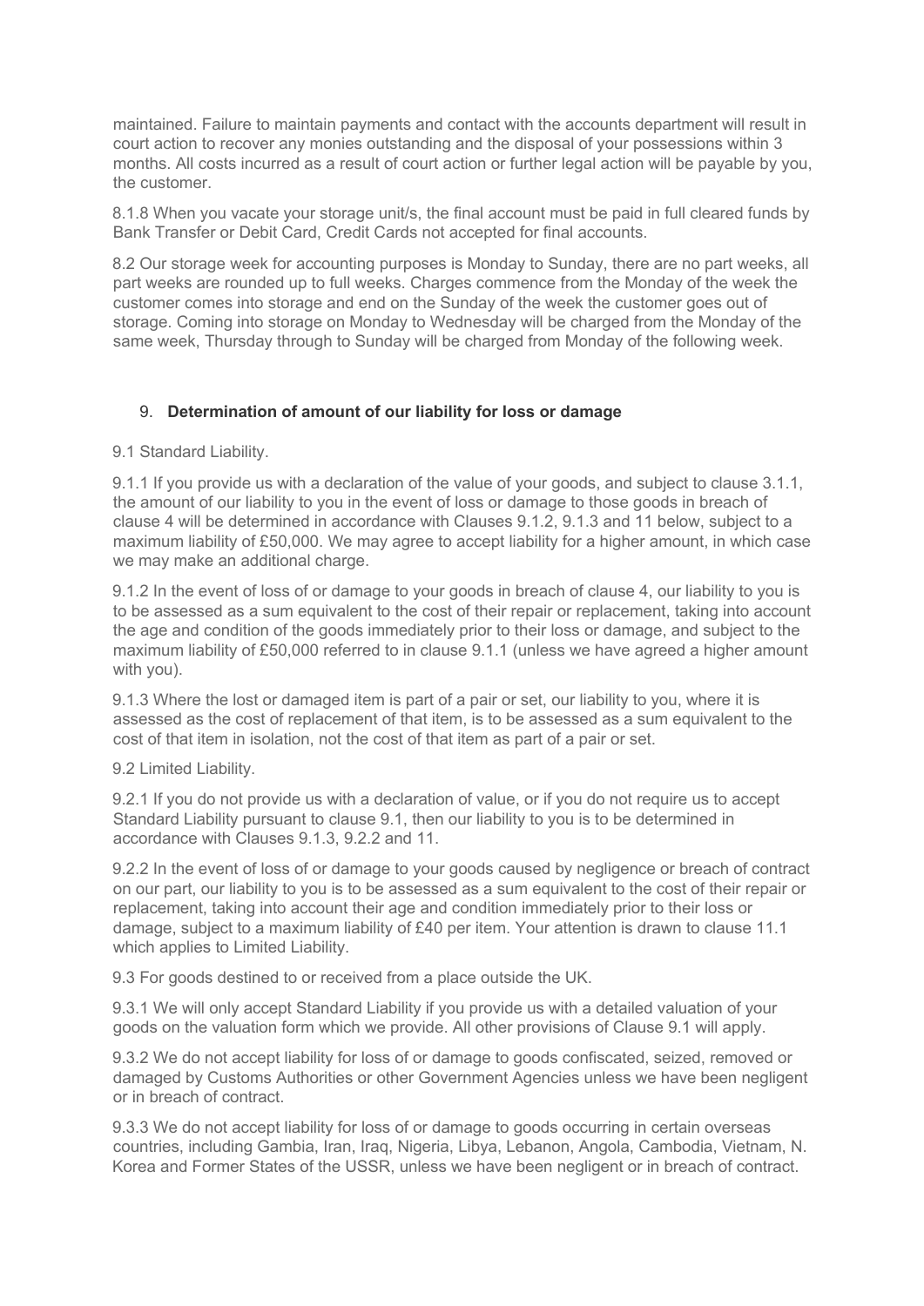maintained. Failure to maintain payments and contact with the accounts department will result in court action to recover any monies outstanding and the disposal of your possessions within 3 months. All costs incurred as a result of court action or further legal action will be payable by you, the customer.

8.1.8 When you vacate your storage unit/s, the final account must be paid in full cleared funds by Bank Transfer or Debit Card, Credit Cards not accepted for final accounts.

8.2 Our storage week for accounting purposes is Monday to Sunday, there are no part weeks, all part weeks are rounded up to full weeks. Charges commence from the Monday of the week the customer comes into storage and end on the Sunday of the week the customer goes out of storage. Coming into storage on Monday to Wednesday will be charged from the Monday of the same week, Thursday through to Sunday will be charged from Monday of the following week.

## 9. **Determination of amount of our liability for loss or damage**

9.1 Standard Liability.

9.1.1 If you provide us with a declaration of the value of your goods, and subject to clause 3.1.1, the amount of our liability to you in the event of loss or damage to those goods in breach of clause 4 will be determined in accordance with Clauses 9.1.2, 9.1.3 and 11 below, subject to a maximum liability of £50,000. We may agree to accept liability for a higher amount, in which case we may make an additional charge.

9.1.2 In the event of loss of or damage to your goods in breach of clause 4, our liability to you is to be assessed as a sum equivalent to the cost of their repair or replacement, taking into account the age and condition of the goods immediately prior to their loss or damage, and subject to the maximum liability of £50,000 referred to in clause 9.1.1 (unless we have agreed a higher amount with you).

9.1.3 Where the lost or damaged item is part of a pair or set, our liability to you, where it is assessed as the cost of replacement of that item, is to be assessed as a sum equivalent to the cost of that item in isolation, not the cost of that item as part of a pair or set.

9.2 Limited Liability.

9.2.1 If you do not provide us with a declaration of value, or if you do not require us to accept Standard Liability pursuant to clause 9.1, then our liability to you is to be determined in accordance with Clauses 9.1.3, 9.2.2 and 11.

9.2.2 In the event of loss of or damage to your goods caused by negligence or breach of contract on our part, our liability to you is to be assessed as a sum equivalent to the cost of their repair or replacement, taking into account their age and condition immediately prior to their loss or damage, subject to a maximum liability of £40 per item. Your attention is drawn to clause 11.1 which applies to Limited Liability.

9.3 For goods destined to or received from a place outside the UK.

9.3.1 We will only accept Standard Liability if you provide us with a detailed valuation of your goods on the valuation form which we provide. All other provisions of Clause 9.1 will apply.

9.3.2 We do not accept liability for loss of or damage to goods confiscated, seized, removed or damaged by Customs Authorities or other Government Agencies unless we have been negligent or in breach of contract.

9.3.3 We do not accept liability for loss of or damage to goods occurring in certain overseas countries, including Gambia, Iran, Iraq, Nigeria, Libya, Lebanon, Angola, Cambodia, Vietnam, N. Korea and Former States of the USSR, unless we have been negligent or in breach of contract.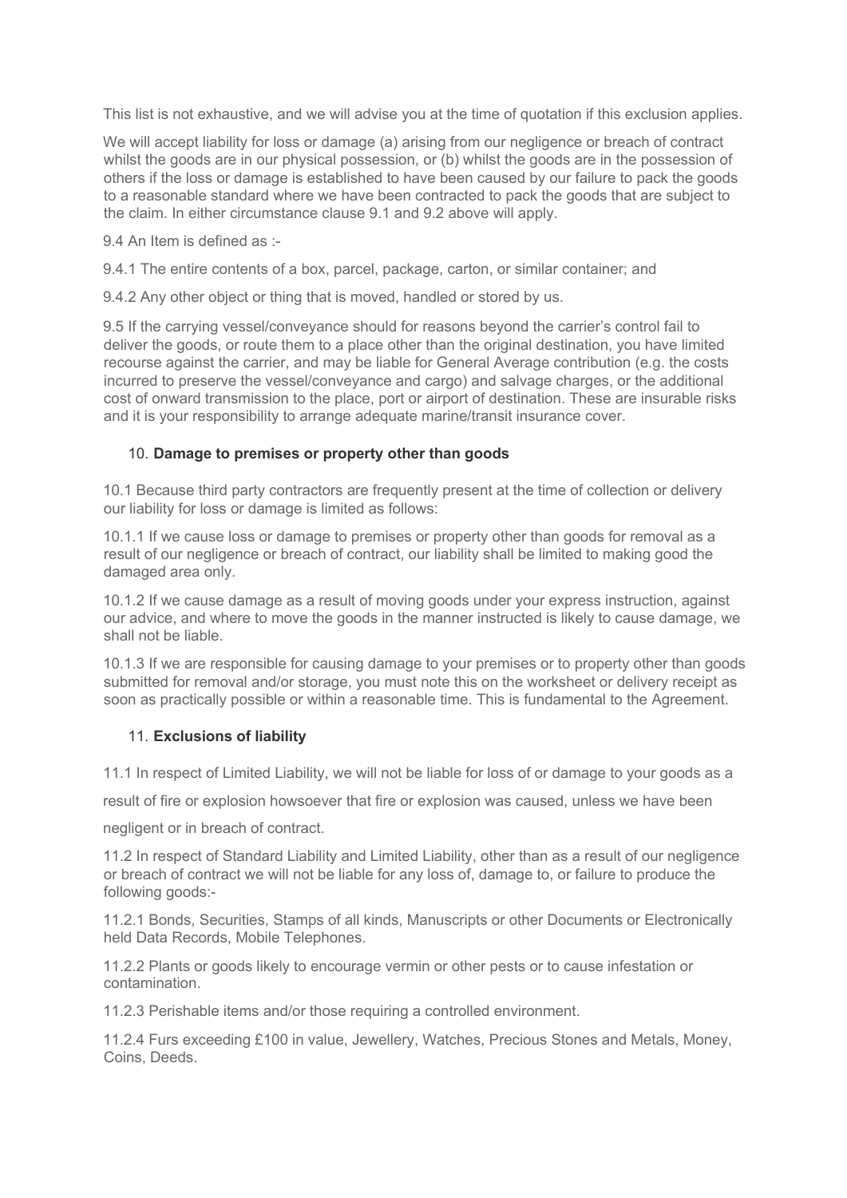This list is not exhaustive, and we will advise you at the time of quotation if this exclusion applies.

We will accept liability for loss or damage (a) arising from our negligence or breach of contract whilst the goods are in our physical possession, or (b) whilst the goods are in the possession of others if the loss or damage is established to have been caused by our failure to pack the goods to a reasonable standard where we have been contracted to pack the goods that are subject to the claim. In either circumstance clause 9.1 and 9.2 above will apply.

9.4 An Item is defined as :-

9.4.1 The entire contents of a box, parcel, package, carton, or similar container; and

9.4.2 Any other object or thing that is moved, handled or stored by us.

9.5 If the carrying vessel/conveyance should for reasons beyond the carrier's control fail to deliver the goods, or route them to a place other than the original destination, you have limited recourse against the carrier, and may be liable for General Average contribution (e.g. the costs incurred to preserve the vessel/conveyance and cargo) and salvage charges, or the additional cost of onward transmission to the place, port or airport of destination. These are insurable risks and it is your responsibility to arrange adequate marine/transit insurance cover.

10. **Damage to premises or property other than goods**

10.1 Because third party contractors are frequently present at the time of collection or delivery our liability for loss or damage is limited as follows:

10.1.1 If we cause loss or damage to premises or property other than goods for removal as a result of our negligence or breach of contract, our liability shall be limited to making good the damaged area only.

10.1.2 If we cause damage as a result of moving goods under your express instruction, against our advice, and where to move the goods in the manner instructed is likely to cause damage, we shall not be liable.

10.1.3 If we are responsible for causing damage to your premises or to property other than goods submitted for removal and/or storage, you must note this on the worksheet or delivery receipt as soon as practically possible or within a reasonable time. This is fundamental to the Agreement.

11. **Exclusions of liability**

11.1 In respect of Limited Liability, we will not be liable for loss of or damage to your goods as a result of fire or explosion howsoever that fire or explosion was caused, unless we have been negligent or in breach of contract.

11.2 In respect of Standard Liability and Limited Liability, other than as a result of our negligence or breach of contract we will not be liable for any loss of, damage to, or failure to produce the following goods:-

11.2.1 Bonds, Securities, Stamps of all kinds, Manuscripts or other Documents or Electronically held Data Records, Mobile Telephones.

11.2.2 Plants or goods likely to encourage vermin or other pests or to cause infestation or contamination.

11.2.3 Perishable items and/or those requiring a controlled environment.

11.2.4 Furs exceeding £100 in value, Jewellery, Watches, Precious Stones and Metals, Money, Coins, Deeds.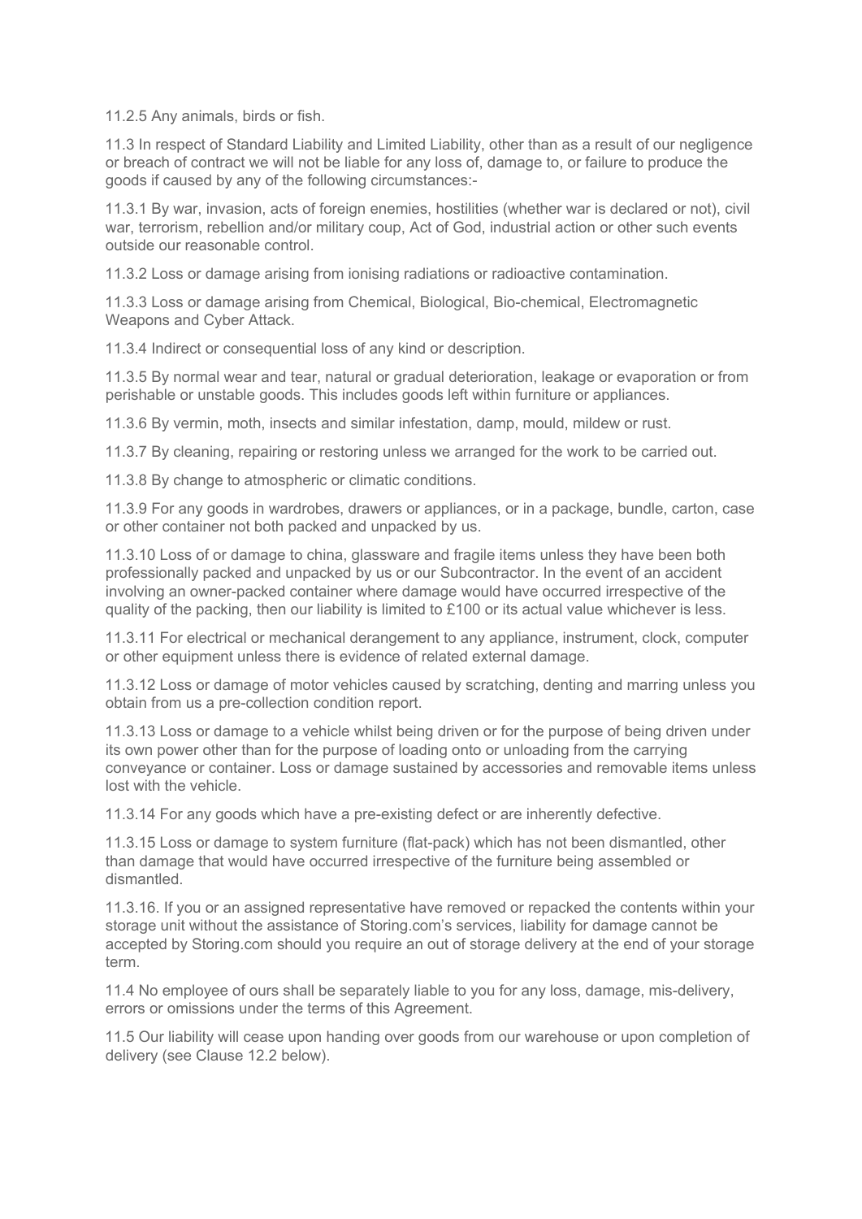11.2.5 Any animals, birds or fish.

11.3 In respect of Standard Liability and Limited Liability, other than as a result of our negligence or breach of contract we will not be liable for any loss of, damage to, or failure to produce the goods if caused by any of the following circumstances:-

11.3.1 By war, invasion, acts of foreign enemies, hostilities (whether war is declared or not), civil war, terrorism, rebellion and/or military coup, Act of God, industrial action or other such events outside our reasonable control.

11.3.2 Loss or damage arising from ionising radiations or radioactive contamination.

11.3.3 Loss or damage arising from Chemical, Biological, Bio-chemical, Electromagnetic Weapons and Cyber Attack.

11.3.4 Indirect or consequential loss of any kind or description.

11.3.5 By normal wear and tear, natural or gradual deterioration, leakage or evaporation or from perishable or unstable goods. This includes goods left within furniture or appliances.

11.3.6 By vermin, moth, insects and similar infestation, damp, mould, mildew or rust.

11.3.7 By cleaning, repairing or restoring unless we arranged for the work to be carried out.

11.3.8 By change to atmospheric or climatic conditions.

11.3.9 For any goods in wardrobes, drawers or appliances, or in a package, bundle, carton, case or other container not both packed and unpacked by us.

11.3.10 Loss of or damage to china, glassware and fragile items unless they have been both professionally packed and unpacked by us or our Subcontractor. In the event of an accident involving an owner-packed container where damage would have occurred irrespective of the quality of the packing, then our liability is limited to £100 or its actual value whichever is less.

11.3.11 For electrical or mechanical derangement to any appliance, instrument, clock, computer or other equipment unless there is evidence of related external damage.

11.3.12 Loss or damage of motor vehicles caused by scratching, denting and marring unless you obtain from us a pre-collection condition report.

11.3.13 Loss or damage to a vehicle whilst being driven or for the purpose of being driven under its own power other than for the purpose of loading onto or unloading from the carrying conveyance or container. Loss or damage sustained by accessories and removable items unless lost with the vehicle.

11.3.14 For any goods which have a pre-existing defect or are inherently defective.

11.3.15 Loss or damage to system furniture (flat-pack) which has not been dismantled, other than damage that would have occurred irrespective of the furniture being assembled or dismantled.

11.3.16. If you or an assigned representative have removed or repacked the contents within your storage unit without the assistance of Storing.com's services, liability for damage cannot be accepted by Storing.com should you require an out of storage delivery at the end of your storage term.

11.4 No employee of ours shall be separately liable to you for any loss, damage, mis-delivery, errors or omissions under the terms of this Agreement.

11.5 Our liability will cease upon handing over goods from our warehouse or upon completion of delivery (see Clause 12.2 below).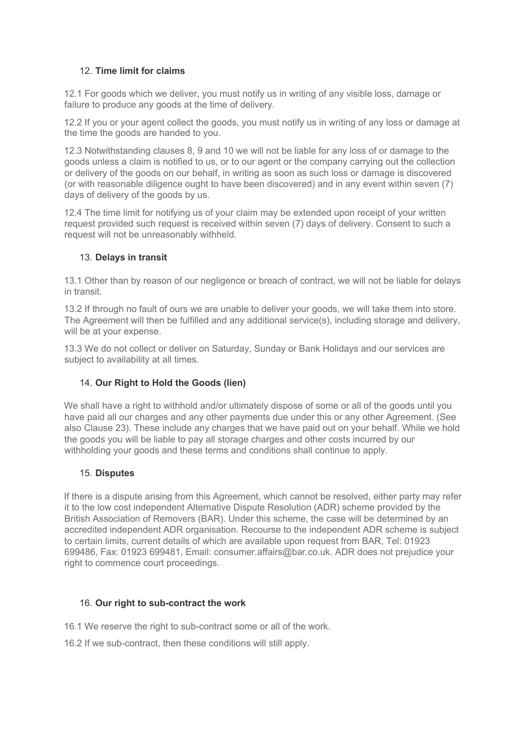## 12. **Time limit for claims**

12.1 For goods which we deliver, you must notify us in writing of any visible loss, damage or failure to produce any goods at the time of delivery.

12.2 If you or your agent collect the goods, you must notify us in writing of any loss or damage at the time the goods are handed to you.

12.3 Notwithstanding clauses 8, 9 and 10 we will not be liable for any loss of or damage to the goods unless a claim is notified to us, or to our agent or the company carrying out the collection or delivery of the goods on our behalf, in writing as soon as such loss or damage is discovered (or with reasonable diligence ought to have been discovered) and in any event within seven (7) days of delivery of the goods by us.

12.4 The time limit for notifying us of your claim may be extended upon receipt of your written request provided such request is received within seven (7) days of delivery. Consent to such a request will not be unreasonably withheld.

## 13. **Delays in transit**

13.1 Other than by reason of our negligence or breach of contract, we will not be liable for delays in transit.

13.2 If through no fault of ours we are unable to deliver your goods, we will take them into store. The Agreement will then be fulfilled and any additional service(s), including storage and delivery, will be at your expense.

13.3 We do not collect or deliver on Saturday, Sunday or Bank Holidays and our services are subject to availability at all times.

## 14. **Our Right to Hold the Goods (lien)**

We shall have a right to withhold and/or ultimately dispose of some or all of the goods until you have paid all our charges and any other payments due under this or any other Agreement. (See also Clause 23). These include any charges that we have paid out on your behalf. While we hold the goods you will be liable to pay all storage charges and other costs incurred by our withholding your goods and these terms and conditions shall continue to apply.

## 15. **Disputes**

If there is a dispute arising from this Agreement, which cannot be resolved, either party may refer it to the low cost independent Alternative Dispute Resolution (ADR) scheme provided by the British Association of Removers (BAR). Under this scheme, the case will be determined by an accredited independent ADR organisation. Recourse to the independent ADR scheme is subject to certain limits, current details of which are available upon request from BAR, Tel: 01923 699486, Fax: 01923 699481, Email: consumer.affairs@bar.co.uk. ADR does not prejudice your right to commence court proceedings.

## 16. **Our right to sub-contract the work**

16.1 We reserve the right to sub-contract some or all of the work.

16.2 If we sub-contract, then these conditions will still apply.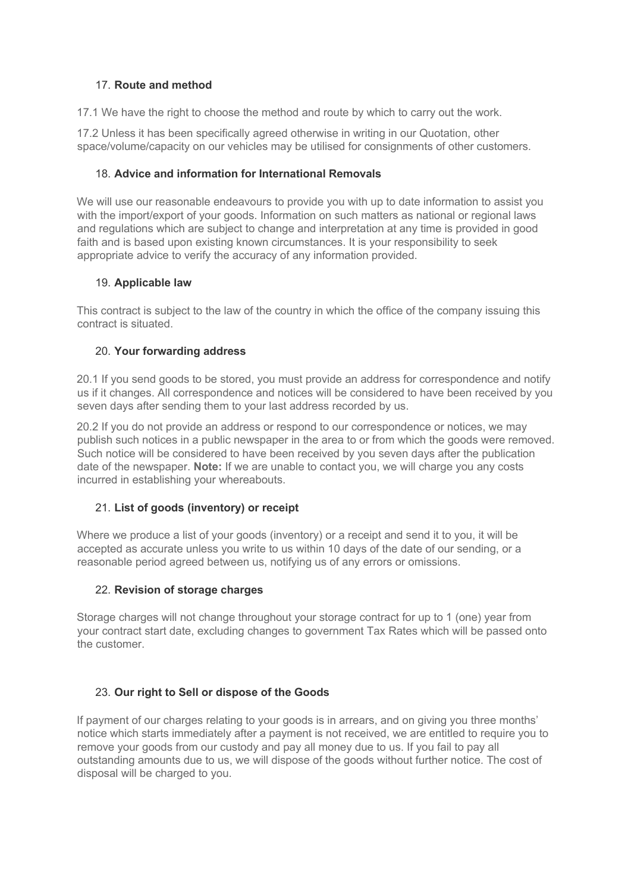## 17. Route and method

17.1 We have the right to choose the method and route by which to carry out the work.

17.2 Unless it has been specifically agreed otherwise in writing in our Quotation, other space/volume/capacity on our vehicles may be utilised for consignments of other customers.

## 18. Advice and information for International Removals

We will use our reasonable endeavours to provide you with up to date information to assist you with the import/export of your goods. Information on such matters as national or regional laws and regulations which are subject to change and interpretation at any time is provided in good faith and is based upon existing known circumstances. It is your responsibility to seek appropriate advice to verify the accuracy of any information provided.

## 19. Applicable law

This contract is subject to the law of the country in which the office of the company issuing this contract is situated.

## 20. Your forwarding address

20.1 If you send goods to be stored, you must provide an address for correspondence and notify us if it changes. All correspondence and notices will be considered to have been received by you seven days after sending them to your last address recorded by us.

20.2 If you do not provide an address or respond to our correspondence or notices, we may publish such notices in a public newspaper in the area to or from which the goods were removed. Such notice will be considered to have been received by you seven days after the publication date of the newspaper. **Note:** If we are unable to contact you, we will charge you any costs incurred in establishing your whereabouts.

## 21. List of goods (inventory) or receipt

Where we produce a list of your goods (inventory) or a receipt and send it to you, it will be accepted as accurate unless you write to us within 10 days of the date of our sending, or a reasonable period agreed between us, notifying us of any errors or omissions.

## 22. Revision of storage charges

Storage charges will not change throughout your storage contract for up to 1 (one) year from your contract start date, excluding changes to government Tax Rates which will be passed onto the customer.

## 23. Our right to Sell or dispose of the Goods

If payment of our charges relating to your goods is in arrears, and on giving you three months' notice which starts immediately after a payment is not received, we are entitled to require you to remove your goods from our custody and pay all money due to us. If you fail to pay all outstanding amounts due to us, we will dispose of the goods without further notice. The cost of disposal will be charged to you.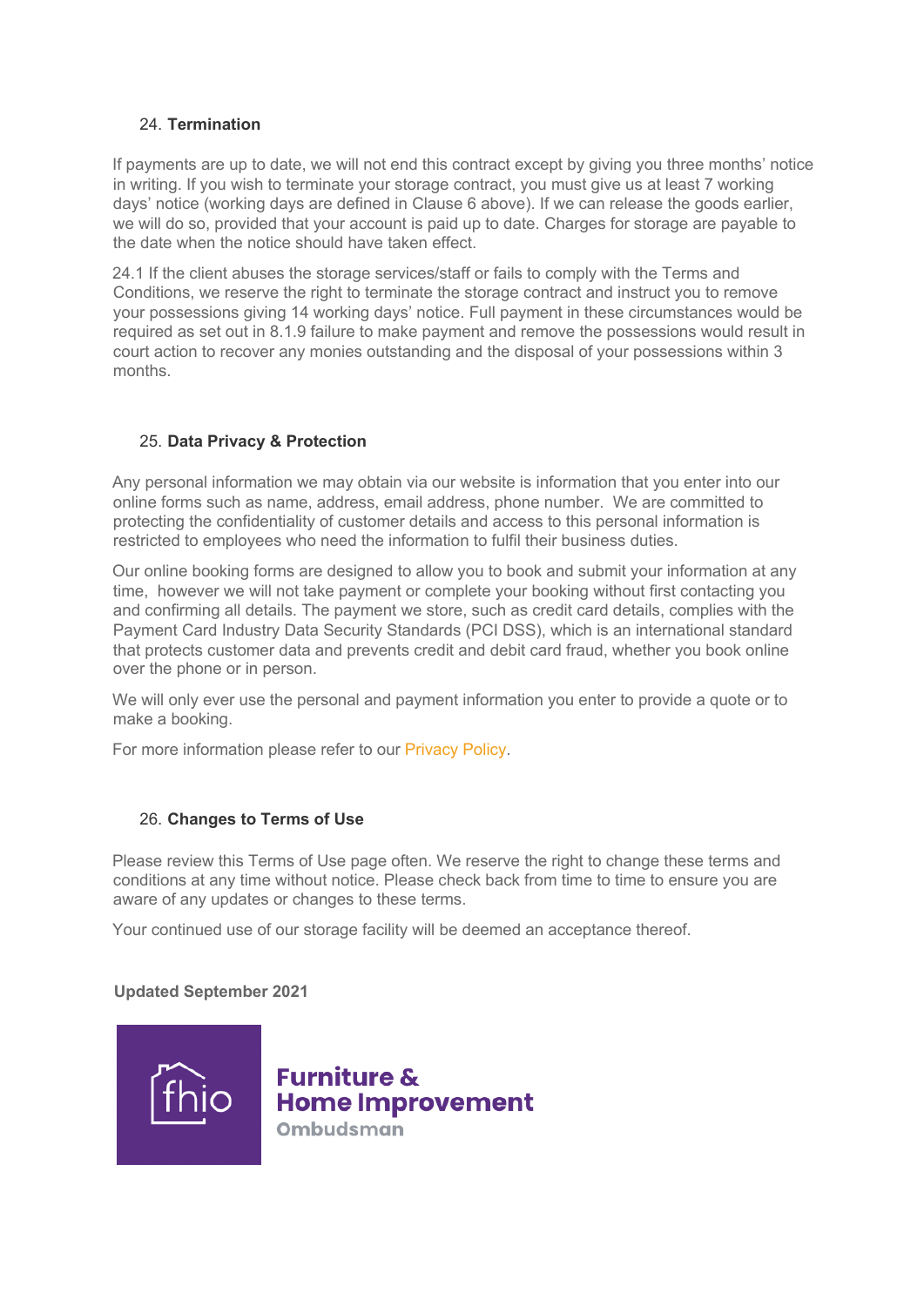24. **Termination**

If payments are up to date, we will not end this contract except by giving you three months' notice in writing. If you wish to terminate your storage contract, you must give us at least 7 working days' notice (working days are defined in Clause 6 above). If we can release the goods earlier, we will do so, provided that your account is paid up to date. Charges for storage are payable to the date when the notice should have taken effect.

24.1 If the client abuses the storage services/staff or fails to comply with the Terms and Conditions, we reserve the right to terminate the storage contract and instruct you to remove your possessions giving 14 working days' notice. Full payment in these circumstances would be required as set out in 8.1.9 failure to make payment and remove the possessions would result in court action to recover any monies outstanding and the disposal of your possessions within 3 months.

25. **Data Privacy & Protection**

Any personal information we may obtain via our website is information that you enter into our online forms such as name, address, email address, phone number. We are committed to protecting the confidentiality of customer details and access to this personal information is restricted to employees who need the information to fulfil their business duties.

Our online booking forms are designed to allow you to book and submit your information at any time, however we will not take payment or complete your booking without first contacting you and confirming all details. The payment we store, such as credit card details, complies with the Payment Card Industry Data Security Standards (PCI DSS), which is an international standard that protects customer data and prevents credit and debit card fraud, whether you book online over the phone or in person.

We will only ever use the personal and payment information you enter to provide a quote or to make a booking.

For more information please refer to our Privacy Policy.

26. **Changes to Terms of Use**

Please review this Terms of Use page often. We reserve the right to change these terms and conditions at any time without notice. Please check back from time to time to ensure you are aware of any updates or changes to these terms.

Your continued use of our storage facility will be deemed an acceptance thereof.

**Updated September 2021**

fhio
Furniture & Home Improvement Ombudsman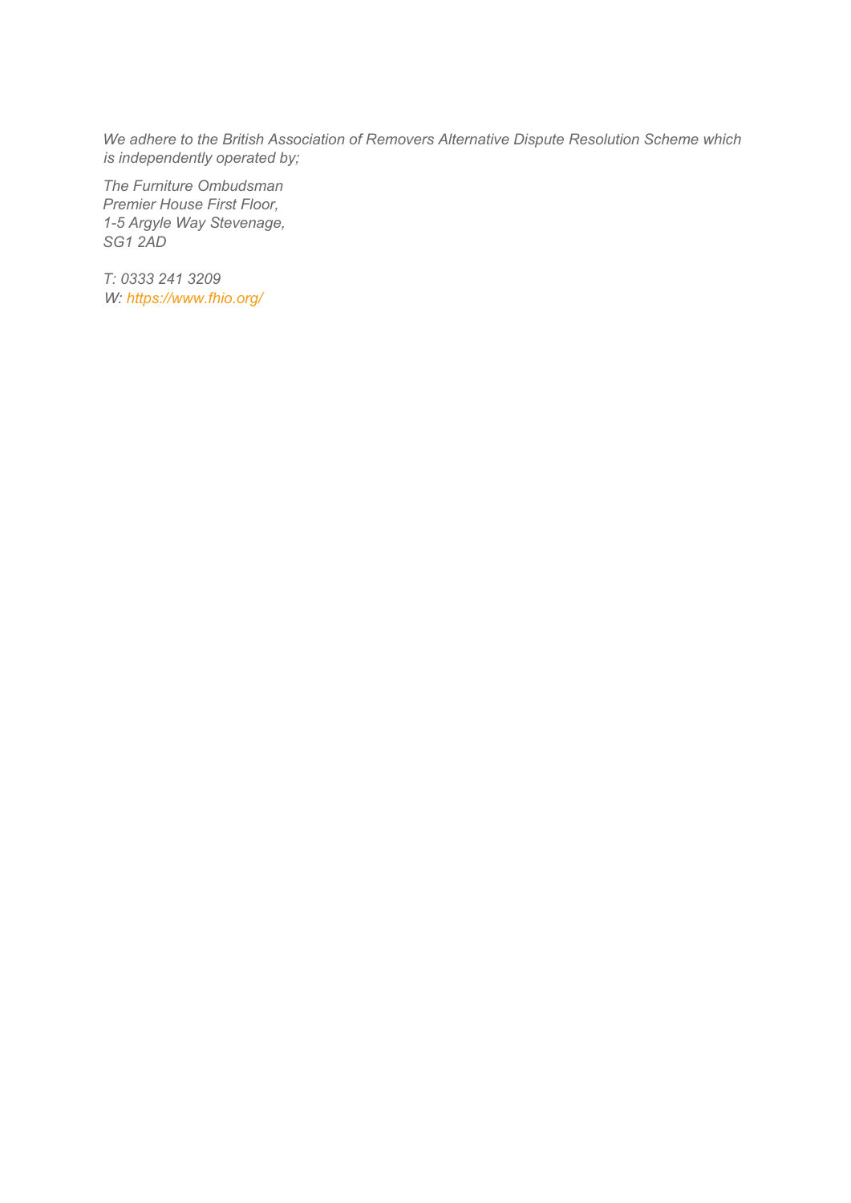*We adhere to the British Association of Removers Alternative Dispute Resolution Scheme which is independently operated by;*

*The Furniture Ombudsman*
*Premier House First Floor,*
*1-5 Argyle Way Stevenage,*
*SG1 2AD*

*T: 0333 241 3209*
*W: https://www.fhio.org/*